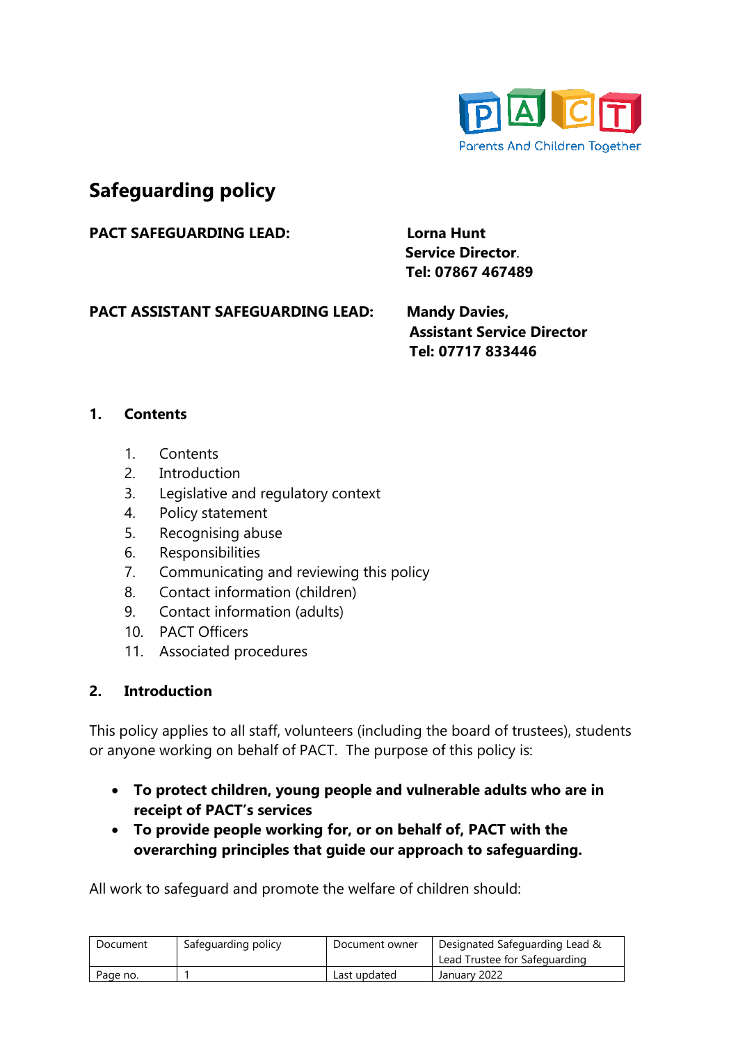Parents And Children Together

# Safeguarding policy

**PACT SAFEGUARDING LEAD:** **Lorna Hunt**
**Service Director**.
**Tel: 07867 467489**

**PACT ASSISTANT SAFEGUARDING LEAD:** **Mandy Davies,**
**Assistant Service Director**
**Tel: 07717 833446**

## 1. Contents

1. Contents
2. Introduction
3. Legislative and regulatory context
4. Policy statement
5. Recognising abuse
6. Responsibilities
7. Communicating and reviewing this policy
8. Contact information (children)
9. Contact information (adults)
10. PACT Officers
11. Associated procedures

## 2. Introduction

This policy applies to all staff, volunteers (including the board of trustees), students or anyone working on behalf of PACT. The purpose of this policy is:

- **To protect children, young people and vulnerable adults who are in receipt of PACT's services**
- **To provide people working for, or on behalf of, PACT with the overarching principles that guide our approach to safeguarding.**

All work to safeguard and promote the welfare of children should:

| Document | Safeguarding policy | Document owner | Designated Safeguarding Lead & Lead Trustee for Safeguarding |
|---|---|---|---|
| Page no. | 1 | Last updated | January 2022 |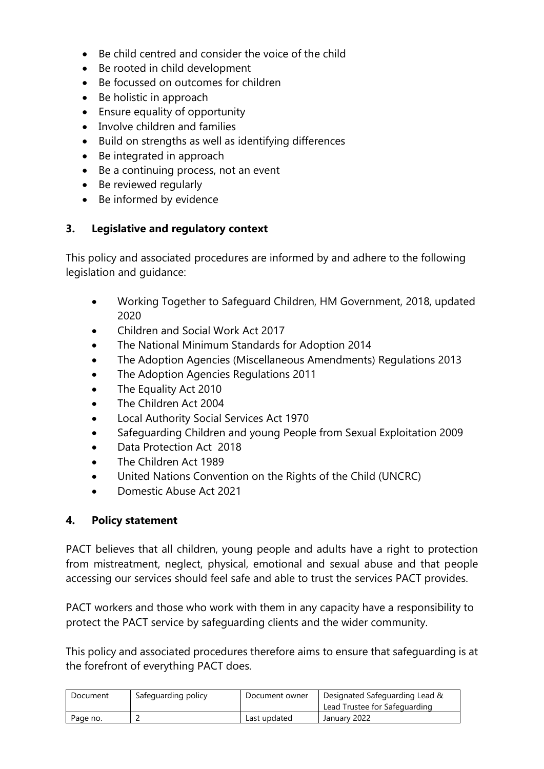- Be child centred and consider the voice of the child
- Be rooted in child development
- Be focussed on outcomes for children
- Be holistic in approach
- Ensure equality of opportunity
- Involve children and families
- Build on strengths as well as identifying differences
- Be integrated in approach
- Be a continuing process, not an event
- Be reviewed regularly
- Be informed by evidence

## 3. Legislative and regulatory context

This policy and associated procedures are informed by and adhere to the following legislation and guidance:

- Working Together to Safeguard Children, HM Government, 2018, updated 2020
- Children and Social Work Act 2017
- The National Minimum Standards for Adoption 2014
- The Adoption Agencies (Miscellaneous Amendments) Regulations 2013
- The Adoption Agencies Regulations 2011
- The Equality Act 2010
- The Children Act 2004
- Local Authority Social Services Act 1970
- Safeguarding Children and young People from Sexual Exploitation 2009
- Data Protection Act 2018
- The Children Act 1989
- United Nations Convention on the Rights of the Child (UNCRC)
- Domestic Abuse Act 2021

## 4. Policy statement

PACT believes that all children, young people and adults have a right to protection from mistreatment, neglect, physical, emotional and sexual abuse and that people accessing our services should feel safe and able to trust the services PACT provides.

PACT workers and those who work with them in any capacity have a responsibility to protect the PACT service by safeguarding clients and the wider community.

This policy and associated procedures therefore aims to ensure that safeguarding is at the forefront of everything PACT does.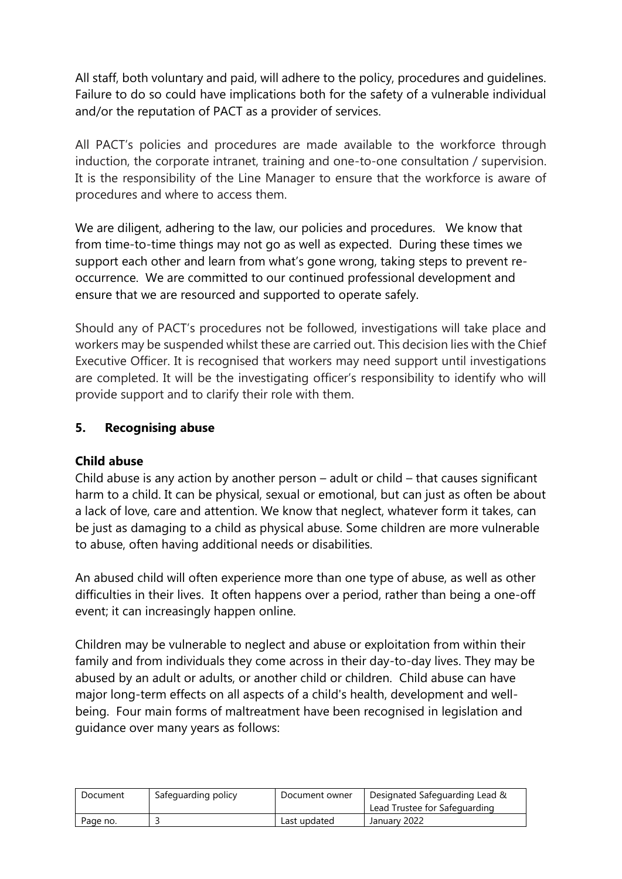All staff, both voluntary and paid, will adhere to the policy, procedures and guidelines. Failure to do so could have implications both for the safety of a vulnerable individual and/or the reputation of PACT as a provider of services.

All PACT's policies and procedures are made available to the workforce through induction, the corporate intranet, training and one-to-one consultation / supervision. It is the responsibility of the Line Manager to ensure that the workforce is aware of procedures and where to access them.

We are diligent, adhering to the law, our policies and procedures. We know that from time-to-time things may not go as well as expected. During these times we support each other and learn from what's gone wrong, taking steps to prevent re-occurrence. We are committed to our continued professional development and ensure that we are resourced and supported to operate safely.

Should any of PACT's procedures not be followed, investigations will take place and workers may be suspended whilst these are carried out. This decision lies with the Chief Executive Officer. It is recognised that workers may need support until investigations are completed. It will be the investigating officer's responsibility to identify who will provide support and to clarify their role with them.

## 5. Recognising abuse

### Child abuse

Child abuse is any action by another person – adult or child – that causes significant harm to a child. It can be physical, sexual or emotional, but can just as often be about a lack of love, care and attention. We know that neglect, whatever form it takes, can be just as damaging to a child as physical abuse. Some children are more vulnerable to abuse, often having additional needs or disabilities.

An abused child will often experience more than one type of abuse, as well as other difficulties in their lives. It often happens over a period, rather than being a one-off event; it can increasingly happen online.

Children may be vulnerable to neglect and abuse or exploitation from within their family and from individuals they come across in their day-to-day lives. They may be abused by an adult or adults, or another child or children. Child abuse can have major long-term effects on all aspects of a child's health, development and well-being. Four main forms of maltreatment have been recognised in legislation and guidance over many years as follows:

| Document | Safeguarding policy | Document owner | Designated Safeguarding Lead & Lead Trustee for Safeguarding |
|---|---|---|---|
| Page no. | 3 | Last updated | January 2022 |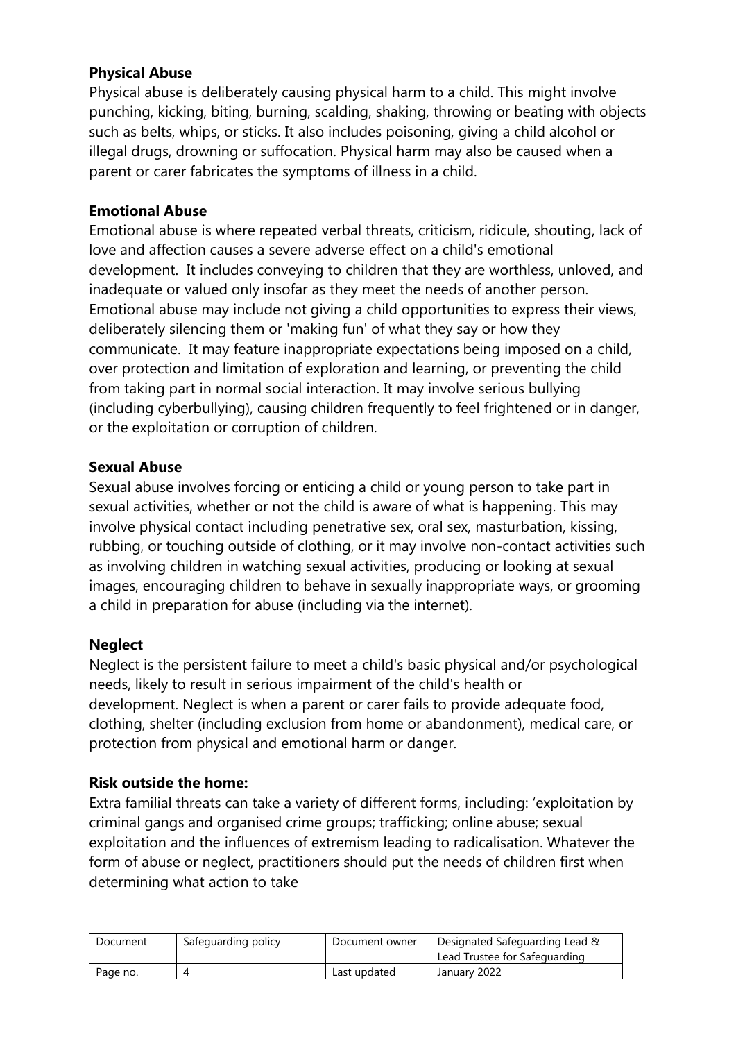**Physical Abuse**

Physical abuse is deliberately causing physical harm to a child. This might involve punching, kicking, biting, burning, scalding, shaking, throwing or beating with objects such as belts, whips, or sticks. It also includes poisoning, giving a child alcohol or illegal drugs, drowning or suffocation. Physical harm may also be caused when a parent or carer fabricates the symptoms of illness in a child.

**Emotional Abuse**

Emotional abuse is where repeated verbal threats, criticism, ridicule, shouting, lack of love and affection causes a severe adverse effect on a child's emotional development. It includes conveying to children that they are worthless, unloved, and inadequate or valued only insofar as they meet the needs of another person. Emotional abuse may include not giving a child opportunities to express their views, deliberately silencing them or 'making fun' of what they say or how they communicate. It may feature inappropriate expectations being imposed on a child, over protection and limitation of exploration and learning, or preventing the child from taking part in normal social interaction. It may involve serious bullying (including cyberbullying), causing children frequently to feel frightened or in danger, or the exploitation or corruption of children.

**Sexual Abuse**

Sexual abuse involves forcing or enticing a child or young person to take part in sexual activities, whether or not the child is aware of what is happening. This may involve physical contact including penetrative sex, oral sex, masturbation, kissing, rubbing, or touching outside of clothing, or it may involve non-contact activities such as involving children in watching sexual activities, producing or looking at sexual images, encouraging children to behave in sexually inappropriate ways, or grooming a child in preparation for abuse (including via the internet).

**Neglect**

Neglect is the persistent failure to meet a child's basic physical and/or psychological needs, likely to result in serious impairment of the child's health or development. Neglect is when a parent or carer fails to provide adequate food, clothing, shelter (including exclusion from home or abandonment), medical care, or protection from physical and emotional harm or danger.

**Risk outside the home:**

Extra familial threats can take a variety of different forms, including: 'exploitation by criminal gangs and organised crime groups; trafficking; online abuse; sexual exploitation and the influences of extremism leading to radicalisation. Whatever the form of abuse or neglect, practitioners should put the needs of children first when determining what action to take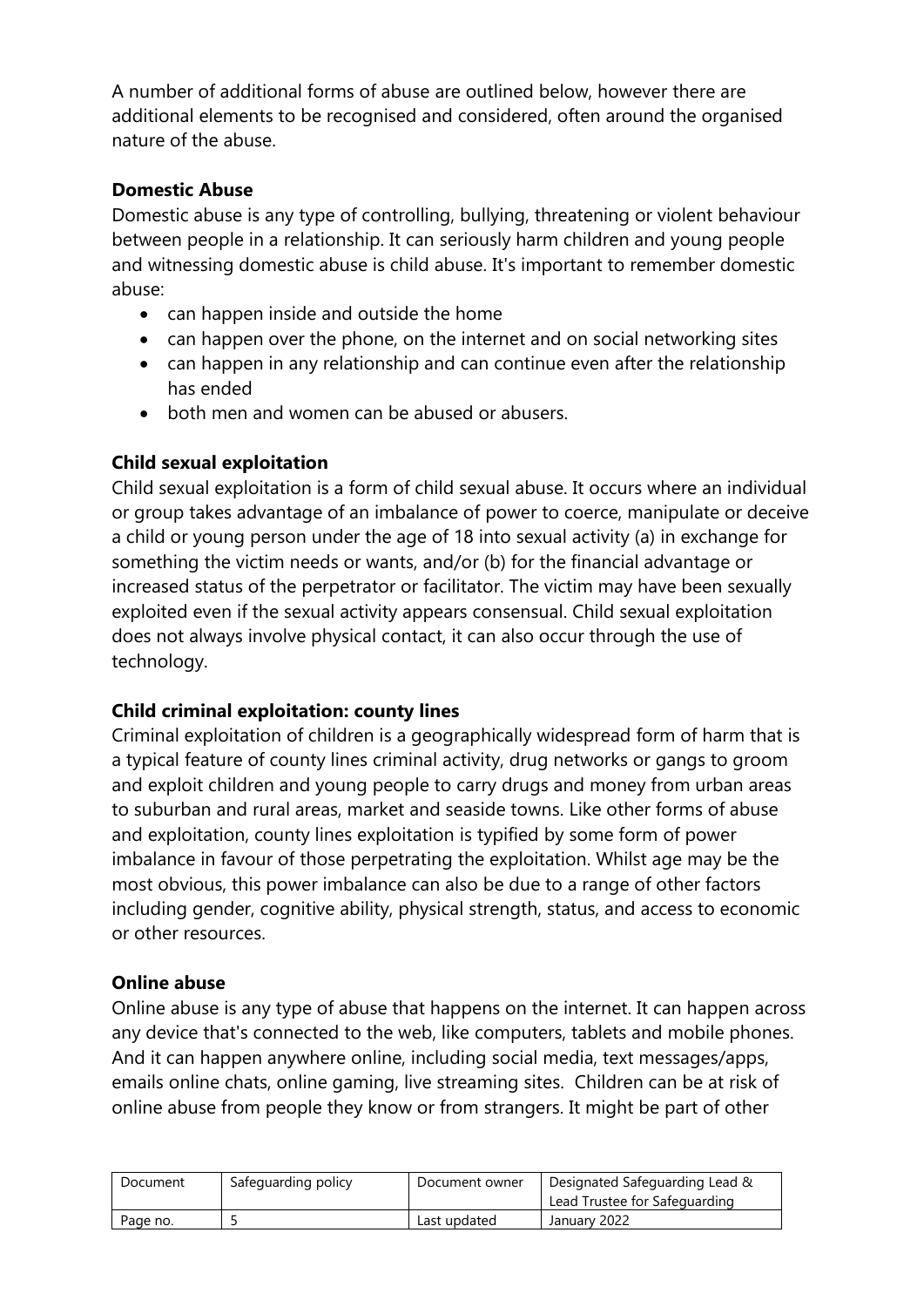A number of additional forms of abuse are outlined below, however there are additional elements to be recognised and considered, often around the organised nature of the abuse.

**Domestic Abuse**

Domestic abuse is any type of controlling, bullying, threatening or violent behaviour between people in a relationship. It can seriously harm children and young people and witnessing domestic abuse is child abuse. It's important to remember domestic abuse:

- can happen inside and outside the home
- can happen over the phone, on the internet and on social networking sites
- can happen in any relationship and can continue even after the relationship has ended
- both men and women can be abused or abusers.

**Child sexual exploitation**

Child sexual exploitation is a form of child sexual abuse. It occurs where an individual or group takes advantage of an imbalance of power to coerce, manipulate or deceive a child or young person under the age of 18 into sexual activity (a) in exchange for something the victim needs or wants, and/or (b) for the financial advantage or increased status of the perpetrator or facilitator. The victim may have been sexually exploited even if the sexual activity appears consensual. Child sexual exploitation does not always involve physical contact, it can also occur through the use of technology.

**Child criminal exploitation: county lines**

Criminal exploitation of children is a geographically widespread form of harm that is a typical feature of county lines criminal activity, drug networks or gangs to groom and exploit children and young people to carry drugs and money from urban areas to suburban and rural areas, market and seaside towns. Like other forms of abuse and exploitation, county lines exploitation is typified by some form of power imbalance in favour of those perpetrating the exploitation. Whilst age may be the most obvious, this power imbalance can also be due to a range of other factors including gender, cognitive ability, physical strength, status, and access to economic or other resources.

**Online abuse**

Online abuse is any type of abuse that happens on the internet. It can happen across any device that's connected to the web, like computers, tablets and mobile phones. And it can happen anywhere online, including social media, text messages/apps, emails online chats, online gaming, live streaming sites. Children can be at risk of online abuse from people they know or from strangers. It might be part of other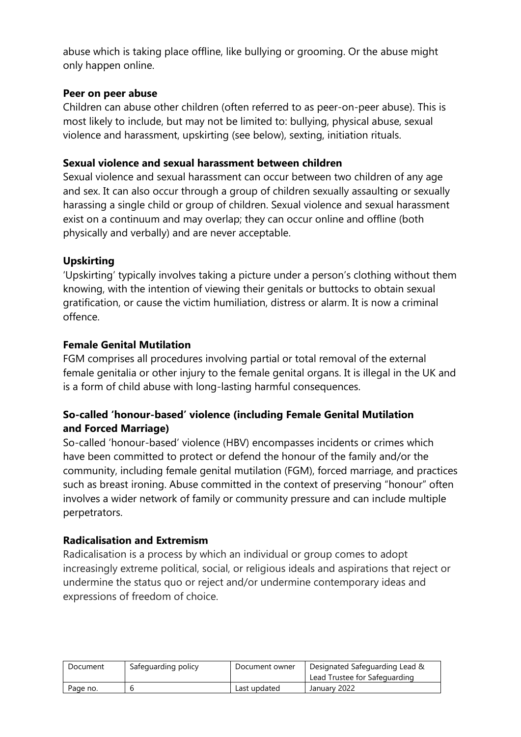abuse which is taking place offline, like bullying or grooming. Or the abuse might only happen online.

**Peer on peer abuse**
Children can abuse other children (often referred to as peer-on-peer abuse). This is most likely to include, but may not be limited to: bullying, physical abuse, sexual violence and harassment, upskirting (see below), sexting, initiation rituals.

**Sexual violence and sexual harassment between children**
Sexual violence and sexual harassment can occur between two children of any age and sex. It can also occur through a group of children sexually assaulting or sexually harassing a single child or group of children. Sexual violence and sexual harassment exist on a continuum and may overlap; they can occur online and offline (both physically and verbally) and are never acceptable.

**Upskirting**
'Upskirting' typically involves taking a picture under a person's clothing without them knowing, with the intention of viewing their genitals or buttocks to obtain sexual gratification, or cause the victim humiliation, distress or alarm. It is now a criminal offence.

**Female Genital Mutilation**
FGM comprises all procedures involving partial or total removal of the external female genitalia or other injury to the female genital organs. It is illegal in the UK and is a form of child abuse with long-lasting harmful consequences.

**So-called 'honour-based' violence (including Female Genital Mutilation and Forced Marriage)**
So-called 'honour-based' violence (HBV) encompasses incidents or crimes which have been committed to protect or defend the honour of the family and/or the community, including female genital mutilation (FGM), forced marriage, and practices such as breast ironing. Abuse committed in the context of preserving "honour" often involves a wider network of family or community pressure and can include multiple perpetrators.

**Radicalisation and Extremism**
Radicalisation is a process by which an individual or group comes to adopt increasingly extreme political, social, or religious ideals and aspirations that reject or undermine the status quo or reject and/or undermine contemporary ideas and expressions of freedom of choice.

| Document | Safeguarding policy | Document owner | Designated Safeguarding Lead & Lead Trustee for Safeguarding |
| --- | --- | --- | --- |
| Page no. | 6 | Last updated | January 2022 |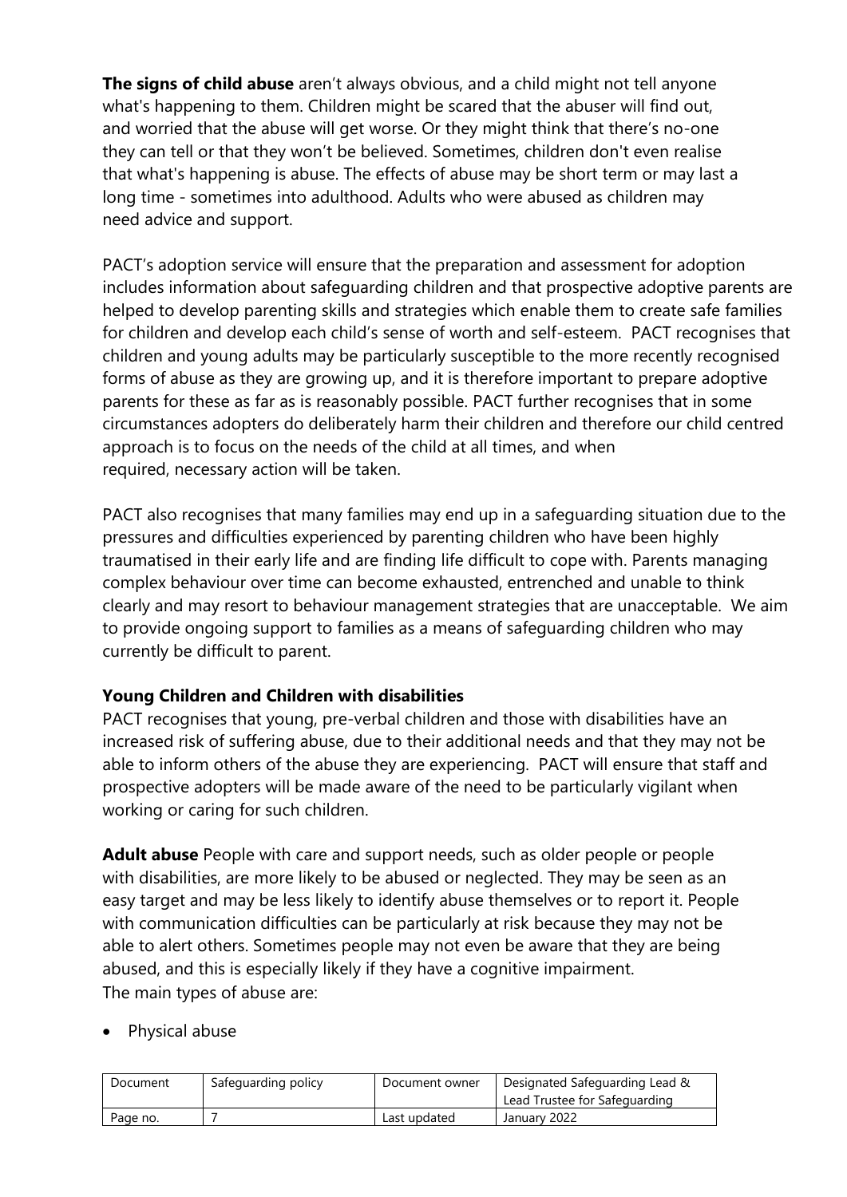**The signs of child abuse** aren't always obvious, and a child might not tell anyone what's happening to them. Children might be scared that the abuser will find out, and worried that the abuse will get worse. Or they might think that there's no-one they can tell or that they won't be believed. Sometimes, children don't even realise that what's happening is abuse. The effects of abuse may be short term or may last a long time - sometimes into adulthood. Adults who were abused as children may need advice and support.

PACT's adoption service will ensure that the preparation and assessment for adoption includes information about safeguarding children and that prospective adoptive parents are helped to develop parenting skills and strategies which enable them to create safe families for children and develop each child's sense of worth and self-esteem. PACT recognises that children and young adults may be particularly susceptible to the more recently recognised forms of abuse as they are growing up, and it is therefore important to prepare adoptive parents for these as far as is reasonably possible. PACT further recognises that in some circumstances adopters do deliberately harm their children and therefore our child centred approach is to focus on the needs of the child at all times, and when required, necessary action will be taken.

PACT also recognises that many families may end up in a safeguarding situation due to the pressures and difficulties experienced by parenting children who have been highly traumatised in their early life and are finding life difficult to cope with. Parents managing complex behaviour over time can become exhausted, entrenched and unable to think clearly and may resort to behaviour management strategies that are unacceptable. We aim to provide ongoing support to families as a means of safeguarding children who may currently be difficult to parent.

**Young Children and Children with disabilities**

PACT recognises that young, pre-verbal children and those with disabilities have an increased risk of suffering abuse, due to their additional needs and that they may not be able to inform others of the abuse they are experiencing. PACT will ensure that staff and prospective adopters will be made aware of the need to be particularly vigilant when working or caring for such children.

**Adult abuse** People with care and support needs, such as older people or people with disabilities, are more likely to be abused or neglected. They may be seen as an easy target and may be less likely to identify abuse themselves or to report it. People with communication difficulties can be particularly at risk because they may not be able to alert others. Sometimes people may not even be aware that they are being abused, and this is especially likely if they have a cognitive impairment.
The main types of abuse are:

- Physical abuse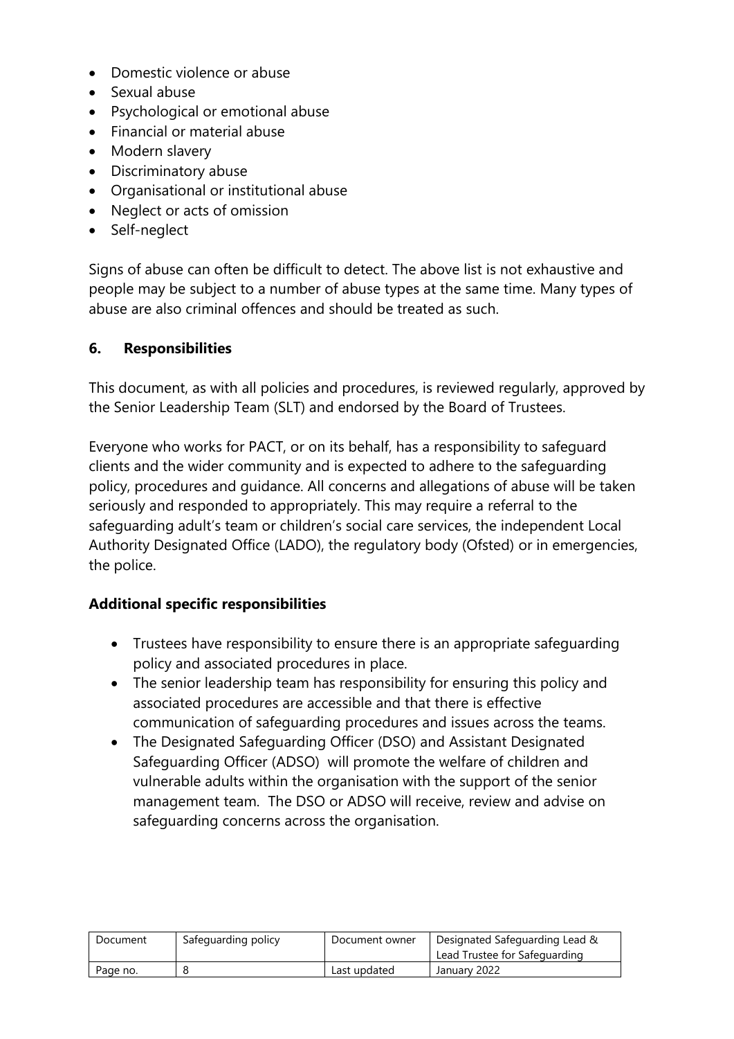- Domestic violence or abuse
- Sexual abuse
- Psychological or emotional abuse
- Financial or material abuse
- Modern slavery
- Discriminatory abuse
- Organisational or institutional abuse
- Neglect or acts of omission
- Self-neglect

Signs of abuse can often be difficult to detect. The above list is not exhaustive and people may be subject to a number of abuse types at the same time. Many types of abuse are also criminal offences and should be treated as such.

## 6. Responsibilities

This document, as with all policies and procedures, is reviewed regularly, approved by the Senior Leadership Team (SLT) and endorsed by the Board of Trustees.

Everyone who works for PACT, or on its behalf, has a responsibility to safeguard clients and the wider community and is expected to adhere to the safeguarding policy, procedures and guidance. All concerns and allegations of abuse will be taken seriously and responded to appropriately. This may require a referral to the safeguarding adult's team or children's social care services, the independent Local Authority Designated Office (LADO), the regulatory body (Ofsted) or in emergencies, the police.

### Additional specific responsibilities

- Trustees have responsibility to ensure there is an appropriate safeguarding policy and associated procedures in place.
- The senior leadership team has responsibility for ensuring this policy and associated procedures are accessible and that there is effective communication of safeguarding procedures and issues across the teams.
- The Designated Safeguarding Officer (DSO) and Assistant Designated Safeguarding Officer (ADSO) will promote the welfare of children and vulnerable adults within the organisation with the support of the senior management team. The DSO or ADSO will receive, review and advise on safeguarding concerns across the organisation.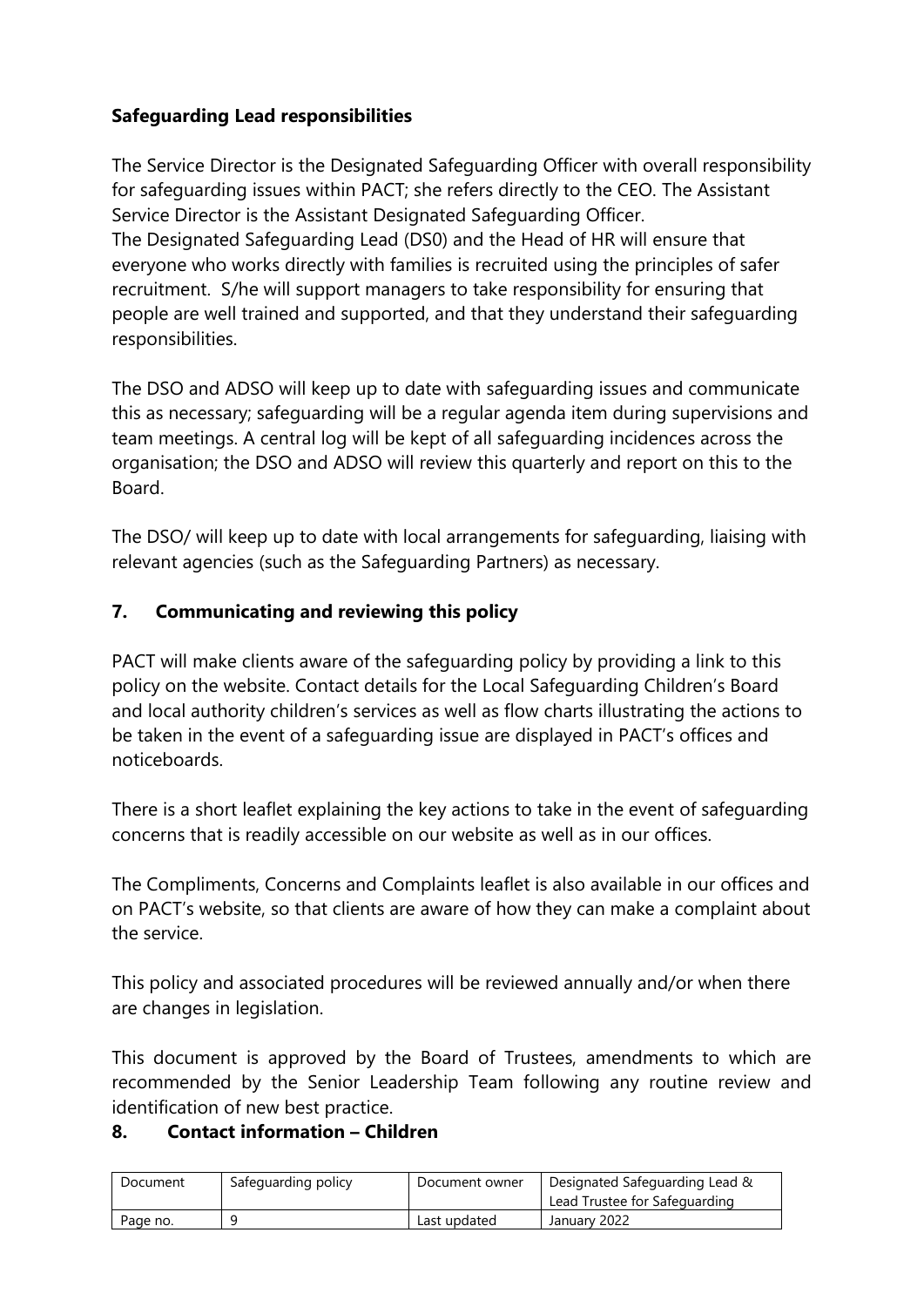**Safeguarding Lead responsibilities**

The Service Director is the Designated Safeguarding Officer with overall responsibility for safeguarding issues within PACT; she refers directly to the CEO. The Assistant Service Director is the Assistant Designated Safeguarding Officer.
The Designated Safeguarding Lead (DS0) and the Head of HR will ensure that everyone who works directly with families is recruited using the principles of safer recruitment. S/he will support managers to take responsibility for ensuring that people are well trained and supported, and that they understand their safeguarding responsibilities.

The DSO and ADSO will keep up to date with safeguarding issues and communicate this as necessary; safeguarding will be a regular agenda item during supervisions and team meetings. A central log will be kept of all safeguarding incidences across the organisation; the DSO and ADSO will review this quarterly and report on this to the Board.

The DSO/ will keep up to date with local arrangements for safeguarding, liaising with relevant agencies (such as the Safeguarding Partners) as necessary.

## 7. Communicating and reviewing this policy

PACT will make clients aware of the safeguarding policy by providing a link to this policy on the website. Contact details for the Local Safeguarding Children's Board and local authority children's services as well as flow charts illustrating the actions to be taken in the event of a safeguarding issue are displayed in PACT's offices and noticeboards.

There is a short leaflet explaining the key actions to take in the event of safeguarding concerns that is readily accessible on our website as well as in our offices.

The Compliments, Concerns and Complaints leaflet is also available in our offices and on PACT's website, so that clients are aware of how they can make a complaint about the service.

This policy and associated procedures will be reviewed annually and/or when there are changes in legislation.

This document is approved by the Board of Trustees, amendments to which are recommended by the Senior Leadership Team following any routine review and identification of new best practice.

## 8. Contact information – Children

| Document | Safeguarding policy | Document owner | Designated Safeguarding Lead & Lead Trustee for Safeguarding |
|---|---|---|---|
| Page no. | 9 | Last updated | January 2022 |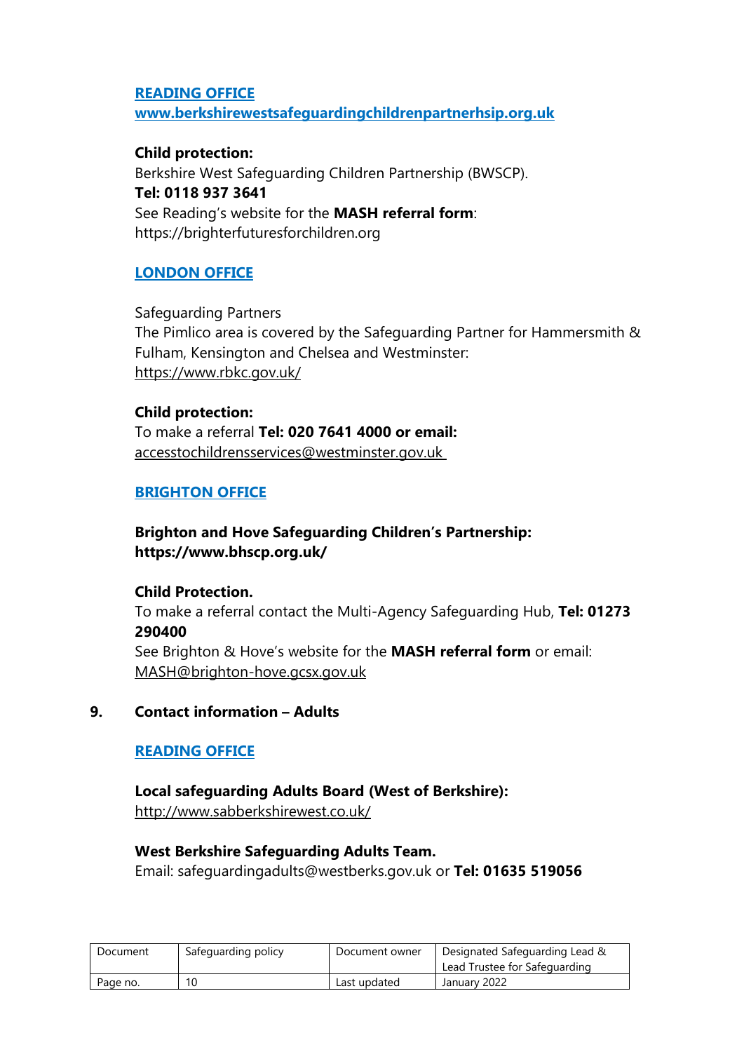**READING OFFICE**
**www.berkshirewestsafeguardingchildrenpartnerhsip.org.uk**

**Child protection:**
Berkshire West Safeguarding Children Partnership (BWSCP).
**Tel: 0118 937 3641**
See Reading's website for the **MASH referral form**:
https://brighterfuturesforchildren.org

**LONDON OFFICE**

Safeguarding Partners
The Pimlico area is covered by the Safeguarding Partner for Hammersmith & Fulham, Kensington and Chelsea and Westminster:
https://www.rbkc.gov.uk/

**Child protection:**
To make a referral **Tel: 020 7641 4000 or email:**
accesstochildrensservices@westminster.gov.uk

**BRIGHTON OFFICE**

**Brighton and Hove Safeguarding Children's Partnership:**
**https://www.bhscp.org.uk/**

**Child Protection.**
To make a referral contact the Multi-Agency Safeguarding Hub, **Tel: 01273 290400**
See Brighton & Hove's website for the **MASH referral form** or email:
MASH@brighton-hove.gcsx.gov.uk

## 9. Contact information – Adults

**READING OFFICE**

**Local safeguarding Adults Board (West of Berkshire):**
http://www.sabberkshirewest.co.uk/

**West Berkshire Safeguarding Adults Team.**
Email: safeguardingadults@westberks.gov.uk or **Tel: 01635 519056**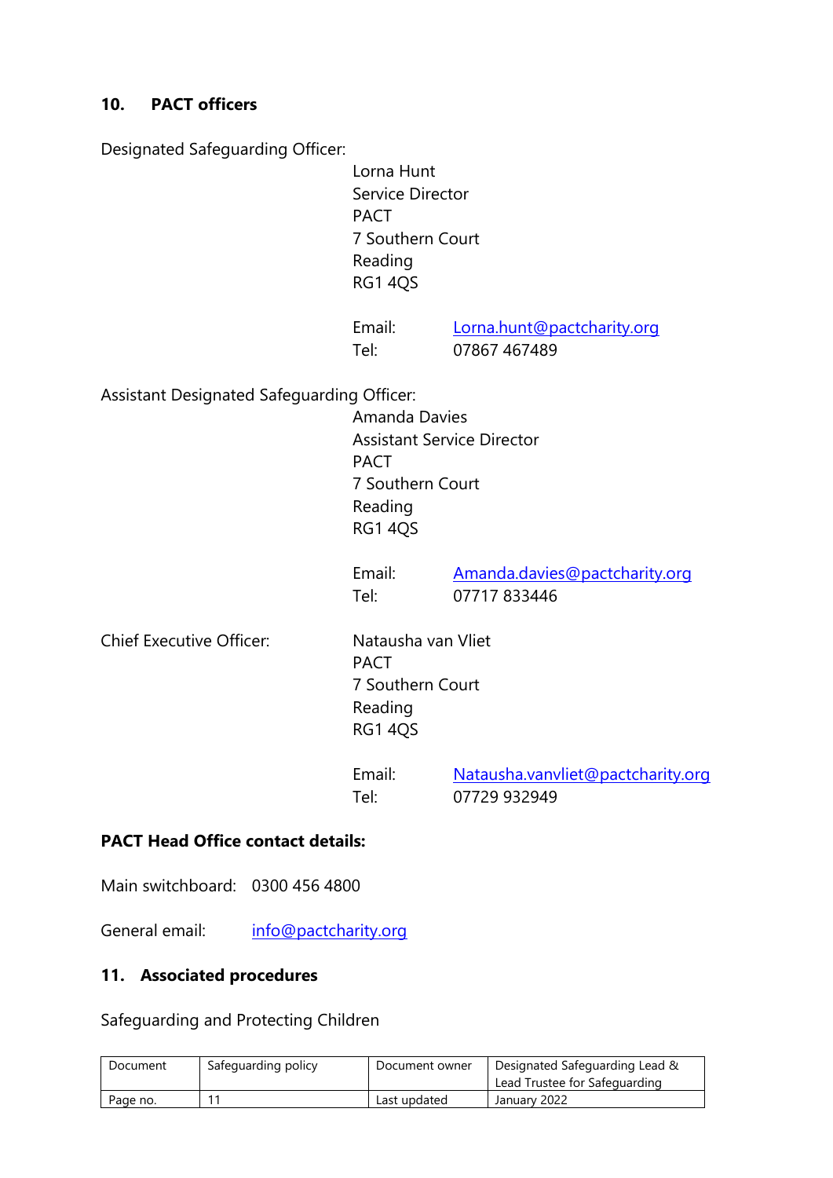## 10. PACT officers

Designated Safeguarding Officer:

Lorna Hunt
Service Director
PACT
7 Southern Court
Reading
RG1 4QS

Email: Lorna.hunt@pactcharity.org
Tel: 07867 467489

Assistant Designated Safeguarding Officer:

Amanda Davies
Assistant Service Director
PACT
7 Southern Court
Reading
RG1 4QS

Email: Amanda.davies@pactcharity.org
Tel: 07717 833446

Chief Executive Officer:

Natausha van Vliet
PACT
7 Southern Court
Reading
RG1 4QS

Email: Natausha.vanvliet@pactcharity.org
Tel: 07729 932949

**PACT Head Office contact details:**

Main switchboard: 0300 456 4800

General email: info@pactcharity.org

## 11. Associated procedures

Safeguarding and Protecting Children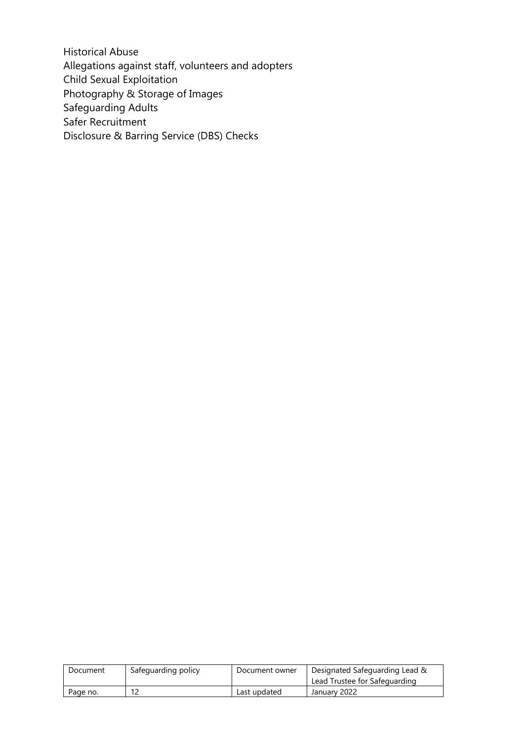Historical Abuse
Allegations against staff, volunteers and adopters
Child Sexual Exploitation
Photography & Storage of Images
Safeguarding Adults
Safer Recruitment
Disclosure & Barring Service (DBS) Checks